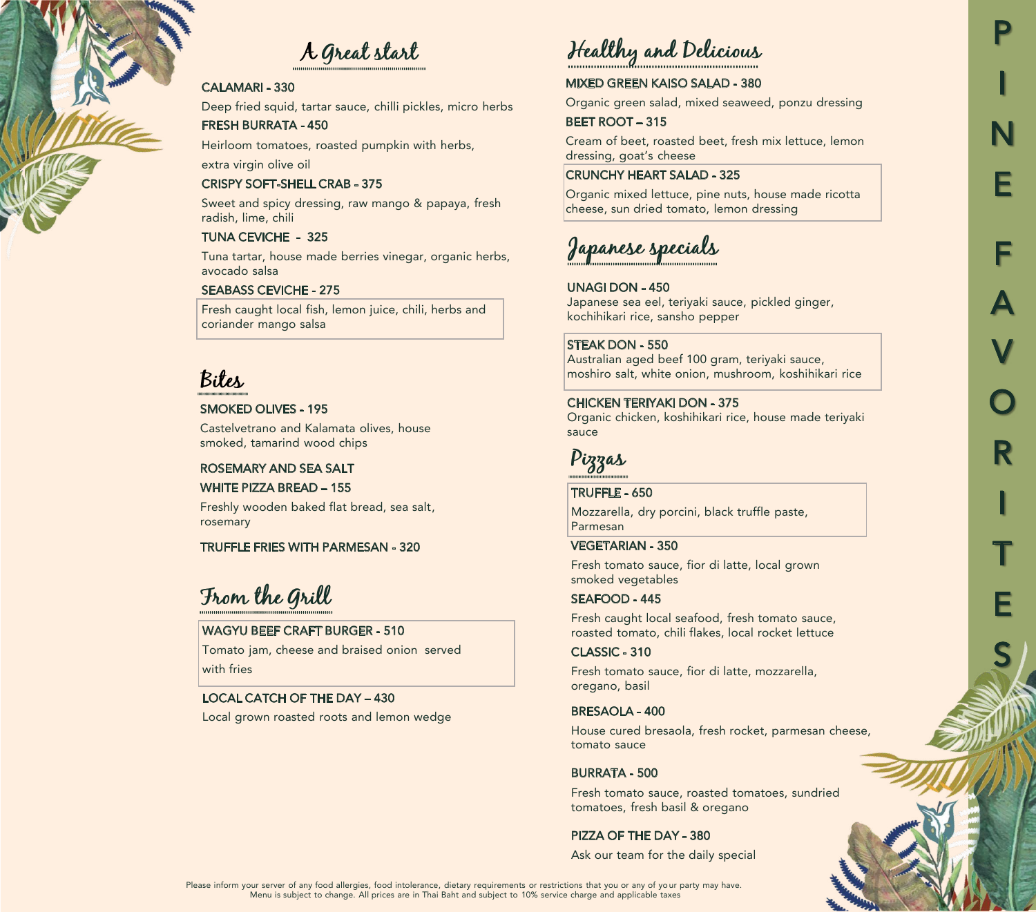# PINE FAVORITES

## A Great start

**CALAMARI - 330**

Deep fried squid, tartar sauce, chilli pickles, micro herbs

**FRESH BURRATA - 450**

Heirloom tomatoes, roasted pumpkin with herbs, extra virgin olive oil

**CRISPY SOFT-SHELL CRAB - 375**

Sweet and spicy dressing, raw mango & papaya, fresh radish, lime, chili

**TUNA CEVICHE - 325**

Tuna tartar, house made berries vinegar, organic herbs, avocado salsa

**SEABASS CEVICHE - 275**

Fresh caught local fish, lemon juice, chili, herbs and coriander mango salsa

## Bites

**SMOKED OLIVES - 195**

Castelvetrano and Kalamata olives, house smoked, tamarind wood chips

**ROSEMARY AND SEA SALT WHITE PIZZA BREAD – 155**

Freshly wooden baked flat bread, sea salt, rosemary

**TRUFFLE FRIES WITH PARMESAN - 320**

## From the Grill

**WAGYU BEEF CRAFT BURGER - 510**

Tomato jam, cheese and braised onion served with fries

**LOCAL CATCH OF THE DAY – 430**

Local grown roasted roots and lemon wedge

## Healthy and Delicious

**MIXED GREEN KAISO SALAD - 380**

Organic green salad, mixed seaweed, ponzu dressing

**BEET ROOT – 315**

Cream of beet, roasted beet, fresh mix lettuce, lemon dressing, goat's cheese

**CRUNCHY HEART SALAD - 325**

Organic mixed lettuce, pine nuts, house made ricotta cheese, sun dried tomato, lemon dressing

## Japanese specials

**UNAGI DON - 450**

Japanese sea eel, teriyaki sauce, pickled ginger, kochihikari rice, sansho pepper

**STEAK DON - 550**

Australian aged beef 100 gram, teriyaki sauce, moshiro salt, white onion, mushroom, koshihikari rice

**CHICKEN TERIYAKI DON - 375**

Organic chicken, koshihikari rice, house made teriyaki sauce

## Pizzas

**TRUFFLE - 650**

Mozzarella, dry porcini, black truffle paste, Parmesan

**VEGETARIAN - 350**

Fresh tomato sauce, fior di latte, local grown smoked vegetables

**SEAFOOD - 445**

Fresh caught local seafood, fresh tomato sauce, roasted tomato, chili flakes, local rocket lettuce

**CLASSIC - 310**

Fresh tomato sauce, fior di latte, mozzarella, oregano, basil

**BRESAOLA - 400**

House cured bresaola, fresh rocket, parmesan cheese, tomato sauce

**BURRATA - 500**

Fresh tomato sauce, roasted tomatoes, sundried tomatoes, fresh basil & oregano

**PIZZA OF THE DAY - 380**

Ask our team for the daily special

Please inform your server of any food allergies, food intolerance, dietary requirements or restrictions that you or any of your party may have.
Menu is subject to change. All prices are in Thai Baht and subject to 10% service charge and applicable taxes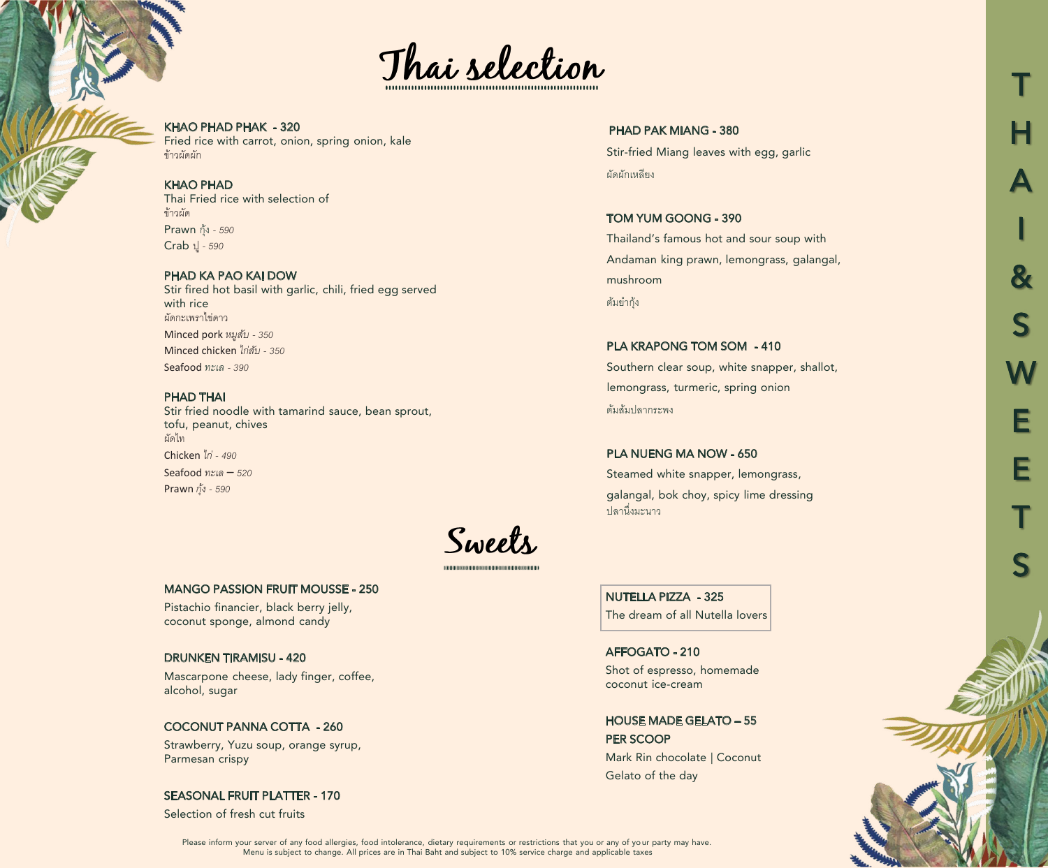# Thai selection

### KHAO PHAD PHAK - 320
Fried rice with carrot, onion, spring onion, kale
ข้าวผัดผัก

### KHAO PHAD
Thai Fried rice with selection of
ข้าวผัด
Prawn กุ้ง *- 590*
Crab ปู *- 590*

### PHAD KA PAO KAI DOW
Stir fired hot basil with garlic, chili, fried egg served with rice
ผัดกะเพราไข่ดาว
Minced pork *หมูสับ - 350*
Minced chicken *ไก่สับ - 350*
Seafood *ทะเล - 390*

### PHAD THAI
Stir fried noodle with tamarind sauce, bean sprout, tofu, peanut, chives
ผัดไท
Chicken *ไก่ - 490*
Seafood *ทะเล – 520*
Prawn *กุ้ง - 590*

### PHAD PAK MIANG - 380
Stir-fried Miang leaves with egg, garlic
ผัดผักเหลียง

### TOM YUM GOONG - 390
Thailand's famous hot and sour soup with Andaman king prawn, lemongrass, galangal, mushroom
ต้มยำกุ้ง

### PLA KRAPONG TOM SOM - 410
Southern clear soup, white snapper, shallot, lemongrass, turmeric, spring onion
ต้มส้มปลากระพง

### PLA NUENG MA NOW - 650
Steamed white snapper, lemongrass, galangal, bok choy, spicy lime dressing
ปลานึ่งมะนาว

# Sweets

### MANGO PASSION FRUIT MOUSSE - 250
Pistachio financier, black berry jelly, coconut sponge, almond candy

### DRUNKEN TIRAMISU - 420
Mascarpone cheese, lady finger, coffee, alcohol, sugar

### COCONUT PANNA COTTA - 260
Strawberry, Yuzu soup, orange syrup, Parmesan crispy

### SEASONAL FRUIT PLATTER - 170
Selection of fresh cut fruits

### NUTELLA PIZZA - 325
The dream of all Nutella lovers

### AFFOGATO - 210
Shot of espresso, homemade coconut ice-cream

### HOUSE MADE GELATO – 55 PER SCOOP
Mark Rin chocolate | Coconut
Gelato of the day

Please inform your server of any food allergies, food intolerance, dietary requirements or restrictions that you or any of your party may have.
Menu is subject to change. All prices are in Thai Baht and subject to 10% service charge and applicable taxes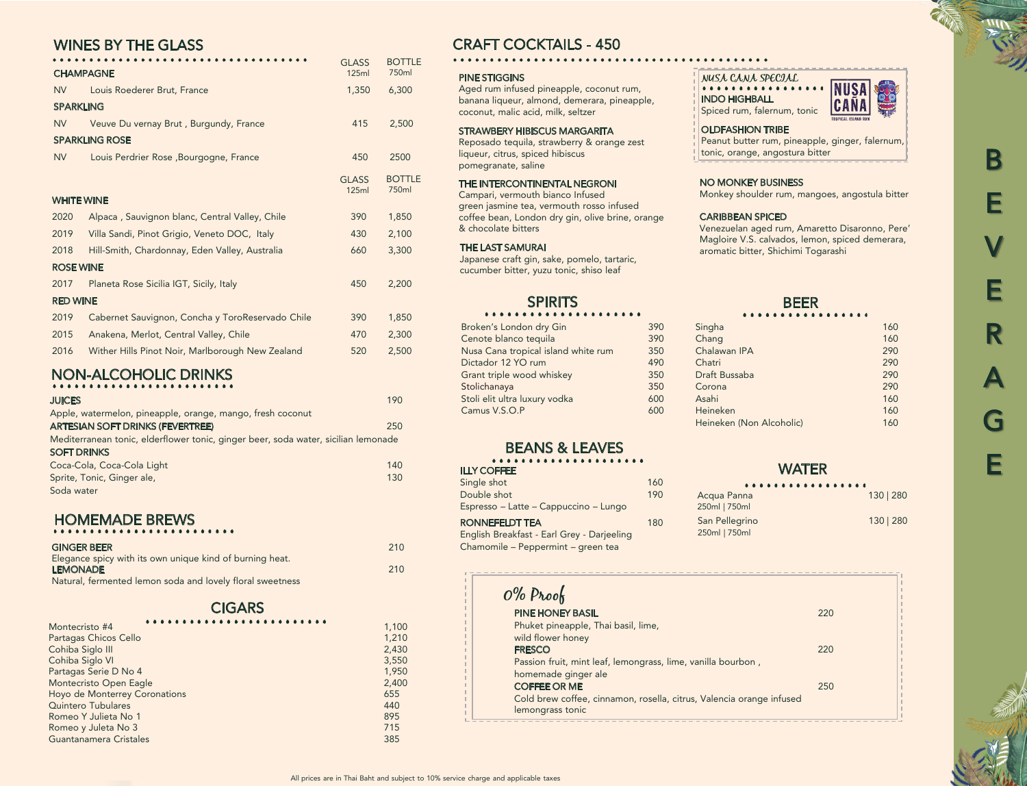## WINES BY THE GLASS

| | | GLASS 125ml | BOTTLE 750ml |
|---|---|---|---|
| **CHAMPAGNE** | | | |
| NV | Louis Roederer Brut, France | 1,350 | 6,300 |
| **SPARKLING** | | | |
| NV | Veuve Du vernay Brut , Burgundy, France | 415 | 2,500 |
| **SPARKLING ROSE** | | | |
| NV | Louis Perdrier Rose ,Bourgogne, France | 450 | 2500 |

| | | GLASS 125ml | BOTTLE 750ml |
|---|---|---|---|
| **WHITE WINE** | | | |
| 2020 | Alpaca , Sauvignon blanc, Central Valley, Chile | 390 | 1,850 |
| 2019 | Villa Sandi, Pinot Grigio, Veneto DOC, Italy | 430 | 2,100 |
| 2018 | Hill-Smith, Chardonnay, Eden Valley, Australia | 660 | 3,300 |
| **ROSE WINE** | | | |
| 2017 | Planeta Rose Sicilia IGT, Sicily, Italy | 450 | 2,200 |
| **RED WINE** | | | |
| 2019 | Cabernet Sauvignon, Concha y ToroReservado Chile | 390 | 1,850 |
| 2015 | Anakena, Merlot, Central Valley, Chile | 470 | 2,300 |
| 2016 | Wither Hills Pinot Noir, Marlborough New Zealand | 520 | 2,500 |

## NON-ALCOHOLIC DRINKS

**JUICES** 190
Apple, watermelon, pineapple, orange, mango, fresh coconut

**ARTESIAN SOFT DRINKS (FEVERTREE)** 250
Mediterranean tonic, elderflower tonic, ginger beer, soda water, sicilian lemonade

**SOFT DRINKS**

| | |
|---|---|
| Coca-Cola, Coca-Cola Light | 140 |
| Sprite, Tonic, Ginger ale, | 130 |
| Soda water | |

## HOMEMADE BREWS

**GINGER BEER** 210
Elegance spicy with its own unique kind of burning heat.

**LEMONADE** 210
Natural, fermented lemon soda and lovely floral sweetness

## CIGARS

| | |
|---|---|
| Montecristo #4 | 1,100 |
| Partagas Chicos Cello | 1,210 |
| Cohiba Siglo III | 2,430 |
| Cohiba Siglo VI | 3,550 |
| Partagas Serie D No 4 | 1,950 |
| Montecristo Open Eagle | 2,400 |
| Hoyo de Monterrey Coronations | 655 |
| Quintero Tubulares | 440 |
| Romeo Y Julieta No 1 | 895 |
| Romeo y Juleta No 3 | 715 |
| Guantanamera Cristales | 385 |

## CRAFT COCKTAILS - 450

**PINE STIGGINS**
Aged rum infused pineapple, coconut rum, banana liqueur, almond, demerara, pineapple, coconut, malic acid, milk, seltzer

**STRAWBERY HIBISCUS MARGARITA**
Reposado tequila, strawberry & orange zest liqueur, citrus, spiced hibiscus pomegranate, saline

**THE INTERCONTINENTAL NEGRONI**
Campari, vermouth bianco Infused green jasmine tea, vermouth rosso infused coffee bean, London dry gin, olive brine, orange & chocolate bitters

**THE LAST SAMURAI**
Japanese craft gin, sake, pomelo, tartaric, cucumber bitter, yuzu tonic, shiso leaf

*NUSA CANA SPECIAL*

**INDO HIGHBALL**
Spiced rum, falernum, tonic

**OLDFASHION TRIBE**
Peanut butter rum, pineapple, ginger, falernum, tonic, orange, angostura bitter

**NO MONKEY BUSINESS**
Monkey shoulder rum, mangoes, angostula bitter

**CARIBBEAN SPICED**
Venezuelan aged rum, Amaretto Disaronno, Pere' Magloire V.S. calvados, lemon, spiced demerara, aromatic bitter, Shichimi Togarashi

## SPIRITS

| | |
|---|---|
| Broken's London dry Gin | 390 |
| Cenote blanco tequila | 390 |
| Nusa Cana tropical island white rum | 350 |
| Dictador 12 YO rum | 490 |
| Grant triple wood whiskey | 350 |
| Stolichanaya | 350 |
| Stoli elit ultra luxury vodka | 600 |
| Camus V.S.O.P | 600 |

## BEER

| | |
|---|---|
| Singha | 160 |
| Chang | 160 |
| Chalawan IPA | 290 |
| Chatri | 290 |
| Draft Bussaba | 290 |
| Corona | 290 |
| Asahi | 160 |
| Heineken | 160 |
| Heineken (Non Alcoholic) | 160 |

## BEANS & LEAVES

**ILLY COFFEE**

| | |
|---|---|
| Single shot | 160 |
| Double shot | 190 |

Espresso – Latte – Cappuccino – Lungo

**RONNEFELDT TEA** 180
English Breakfast - Earl Grey - Darjeeling
Chamomile – Peppermint – green tea

## WATER

| | |
|---|---|
| Acqua Panna 250ml \| 750ml | 130 \| 280 |
| San Pellegrino 250ml \| 750ml | 130 \| 280 |

## *0% Proof*

**PINE HONEY BASIL** 220
Phuket pineapple, Thai basil, lime, wild flower honey

**FRESCO** 220
Passion fruit, mint leaf, lemongrass, lime, vanilla bourbon , homemade ginger ale

**COFFEE OR ME** 250
Cold brew coffee, cinnamon, rosella, citrus, Valencia orange infused lemongrass tonic

BEVERAGE

All prices are in Thai Baht and subject to 10% service charge and applicable taxes